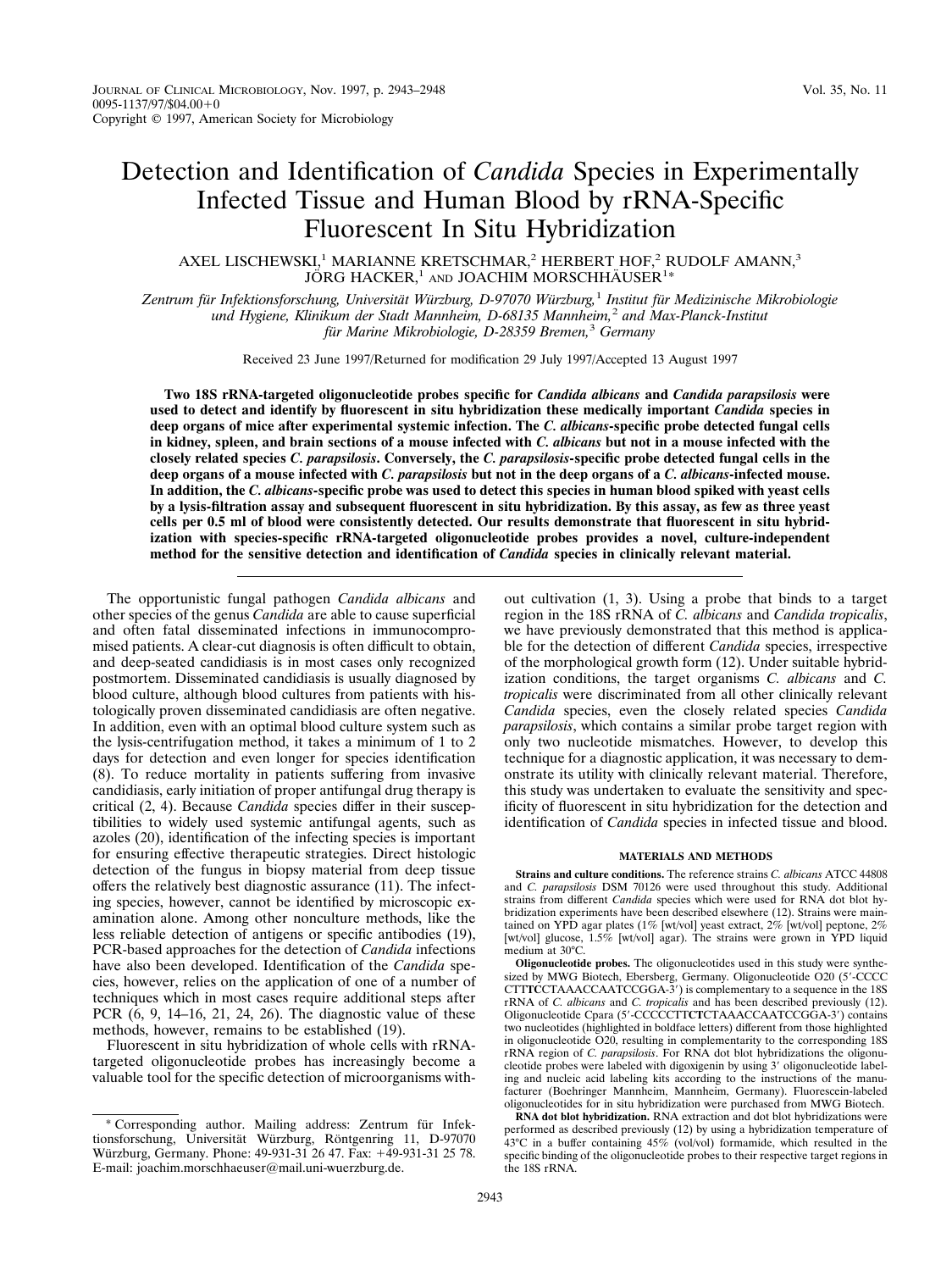# Detection and Identification of *Candida* Species in Experimentally Infected Tissue and Human Blood by rRNA-Specific Fluorescent In Situ Hybridization

AXEL LISCHEWSKI,[1] MARIANNE KRETSCHMAR,[2] HERBERT HOF,[2] RUDOLF AMANN,[3] JÖRG HACKER,[1] AND JOACHIM MORSCHHÄUSER[1]*

*Zentrum für Infektionsforschung, Universität Würzburg, D-97070 Würzburg,[1] Institut für Medizinische Mikrobiologie und Hygiene, Klinikum der Stadt Mannheim, D-68135 Mannheim,[2] and Max-Planck-Institut für Marine Mikrobiologie, D-28359 Bremen,[3] Germany*

Received 23 June 1997/Returned for modification 29 July 1997/Accepted 13 August 1997

**Two 18S rRNA-targeted oligonucleotide probes specific for *Candida albicans* and *Candida parapsilosis* were used to detect and identify by fluorescent in situ hybridization these medically important *Candida* species in deep organs of mice after experimental systemic infection. The *C. albicans*-specific probe detected fungal cells in kidney, spleen, and brain sections of a mouse infected with *C. albicans* but not in a mouse infected with the closely related species *C. parapsilosis*. Conversely, the *C. parapsilosis*-specific probe detected fungal cells in the deep organs of a mouse infected with *C. parapsilosis* but not in the deep organs of a *C. albicans*-infected mouse. In addition, the *C. albicans*-specific probe was used to detect this species in human blood spiked with yeast cells by a lysis-filtration assay and subsequent fluorescent in situ hybridization. By this assay, as few as three yeast cells per 0.5 ml of blood were consistently detected. Our results demonstrate that fluorescent in situ hybridization with species-specific rRNA-targeted oligonucleotide probes provides a novel, culture-independent method for the sensitive detection and identification of *Candida* species in clinically relevant material.**

The opportunistic fungal pathogen *Candida albicans* and other species of the genus *Candida* are able to cause superficial and often fatal disseminated infections in immunocompromised patients. A clear-cut diagnosis is often difficult to obtain, and deep-seated candidiasis is in most cases only recognized postmortem. Disseminated candidiasis is usually diagnosed by blood culture, although blood cultures from patients with histologically proven disseminated candidiasis are often negative. In addition, even with an optimal blood culture system such as the lysis-centrifugation method, it takes a minimum of 1 to 2 days for detection and even longer for species identification (8). To reduce mortality in patients suffering from invasive candidiasis, early initiation of proper antifungal drug therapy is critical (2, 4). Because *Candida* species differ in their susceptibilities to widely used systemic antifungal agents, such as azoles (20), identification of the infecting species is important for ensuring effective therapeutic strategies. Direct histologic detection of the fungus in biopsy material from deep tissue offers the relatively best diagnostic assurance (11). The infecting species, however, cannot be identified by microscopic examination alone. Among other nonculture methods, like the less reliable detection of antigens or specific antibodies (19), PCR-based approaches for the detection of *Candida* infections have also been developed. Identification of the *Candida* species, however, relies on the application of one of a number of techniques which in most cases require additional steps after PCR (6, 9, 14–16, 21, 24, 26). The diagnostic value of these methods, however, remains to be established (19).

Fluorescent in situ hybridization of whole cells with rRNA-targeted oligonucleotide probes has increasingly become a valuable tool for the specific detection of microorganisms without cultivation (1, 3). Using a probe that binds to a target region in the 18S rRNA of *C. albicans* and *Candida tropicalis*, we have previously demonstrated that this method is applicable for the detection of different *Candida* species, irrespective of the morphological growth form (12). Under suitable hybridization conditions, the target organisms *C. albicans* and *C. tropicalis* were discriminated from all other clinically relevant *Candida* species, even the closely related species *Candida parapsilosis*, which contains a similar probe target region with only two nucleotide mismatches. However, to develop this technique for a diagnostic application, it was necessary to demonstrate its utility with clinically relevant material. Therefore, this study was undertaken to evaluate the sensitivity and specificity of fluorescent in situ hybridization for the detection and identification of *Candida* species in infected tissue and blood.

## MATERIALS AND METHODS

**Strains and culture conditions.** The reference strains *C. albicans* ATCC 44808 and *C. parapsilosis* DSM 70126 were used throughout this study. Additional strains from different *Candida* species which were used for RNA dot blot hybridization experiments have been described elsewhere (12). Strains were maintained on YPD agar plates (1% [wt/vol] yeast extract, 2% [wt/vol] peptone, 2% [wt/vol] glucose, 1.5% [wt/vol] agar). The strains were grown in YPD liquid medium at 30°C.

**Oligonucleotide probes.** The oligonucleotides used in this study were synthesized by MWG Biotech, Ebersberg, Germany. Oligonucleotide O20 (5′-CCCCCTT**TC**CTAAACCAATCCGGA-3′) is complementary to a sequence in the 18S rRNA of *C. albicans* and *C. tropicalis* and has been described previously (12). Oligonucleotide Cpara (5′-CCCCCTT**CT**CTAAACCAATCCGGA-3′) contains two nucleotides (highlighted in boldface letters) different from those highlighted in oligonucleotide O20, resulting in complementarity to the corresponding 18S rRNA region of *C. parapsilosis*. For RNA dot blot hybridizations the oligonucleotide probes were labeled with digoxigenin by using 3′ oligonucleotide labeling and nucleic acid labeling kits according to the instructions of the manufacturer (Boehringer Mannheim, Mannheim, Germany). Fluorescein-labeled oligonucleotides for in situ hybridization were purchased from MWG Biotech.

**RNA dot blot hybridization.** RNA extraction and dot blot hybridizations were performed as described previously (12) by using a hybridization temperature of 43°C in a buffer containing 45% (vol/vol) formamide, which resulted in the specific binding of the oligonucleotide probes to their respective target regions in the 18S rRNA.

\* Corresponding author. Mailing address: Zentrum für Infektionsforschung, Universität Würzburg, Röntgenring 11, D-97070 Würzburg, Germany. Phone: 49-931-31 26 47. Fax: +49-931-31 25 78. E-mail: joachim.morschhaeuser@mail.uni-wuerzburg.de.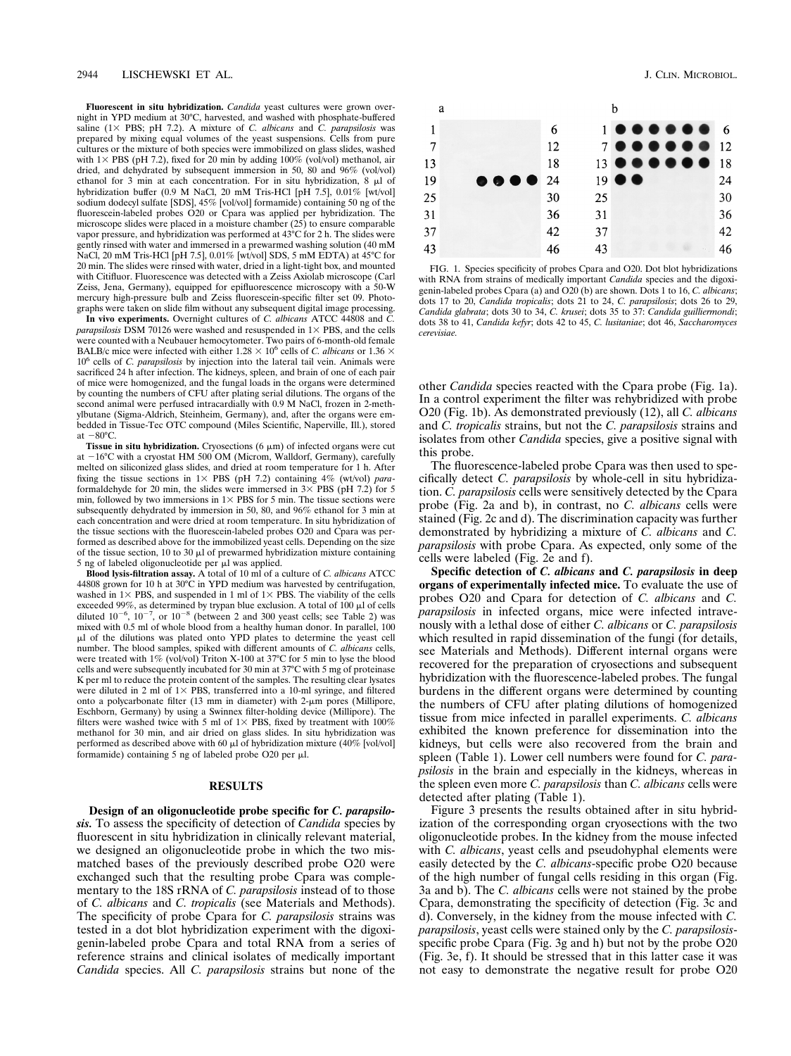**Fluorescent in situ hybridization.** *Candida* yeast cultures were grown overnight in YPD medium at 30°C, harvested, and washed with phosphate-buffered saline (1× PBS; pH 7.2). A mixture of *C. albicans* and *C. parapsilosis* was prepared by mixing equal volumes of the yeast suspensions. Cells from pure cultures or the mixture of both species were immobilized on glass slides, washed with 1× PBS (pH 7.2), fixed for 20 min by adding 100% (vol/vol) methanol, air dried, and dehydrated by subsequent immersion in 50, 80 and 96% (vol/vol) ethanol for 3 min at each concentration. For in situ hybridization, 8 μl of hybridization buffer (0.9 M NaCl, 20 mM Tris-HCl [pH 7.5], 0.01% [wt/vol] sodium dodecyl sulfate [SDS], 45% [vol/vol] formamide) containing 50 ng of the fluorescein-labeled probes O20 or Cpara was applied per hybridization. The microscope slides were placed in a moisture chamber (25) to ensure comparable vapor pressure, and hybridization was performed at 43°C for 2 h. The slides were gently rinsed with water and immersed in a prewarmed washing solution (40 mM NaCl, 20 mM Tris-HCl [pH 7.5], 0.01% [wt/vol] SDS, 5 mM EDTA) at 45°C for 20 min. The slides were rinsed with water, dried in a light-tight box, and mounted with Citifluor. Fluorescence was detected with a Zeiss Axiolab microscope (Carl Zeiss, Jena, Germany), equipped for epifluorescence microscopy with a 50-W mercury high-pressure bulb and Zeiss fluorescein-specific filter set 09. Photographs were taken on slide film without any subsequent digital image processing.

**In vivo experiments.** Overnight cultures of *C. albicans* ATCC 44808 and *C. parapsilosis* DSM 70126 were washed and resuspended in 1× PBS, and the cells were counted with a Neubauer hemocytometer. Two pairs of 6-month-old female BALB/c mice were infected with either $1.28 \times 10^6$ cells of *C. albicans* or $1.36 \times 10^6$ cells of *C. parapsilosis* by injection into the lateral tail vein. Animals were sacrificed 24 h after infection. The kidneys, spleen, and brain of one of each pair of mice were homogenized, and the fungal loads in the organs were determined by counting the numbers of CFU after plating serial dilutions. The organs of the second animal were perfused intracardially with 0.9 M NaCl, frozen in 2-methylbutane (Sigma-Aldrich, Steinheim, Germany), and, after the organs were embedded in Tissue-Tec OTC compound (Miles Scientific, Naperville, Ill.), stored at −80°C.

**Tissue in situ hybridization.** Cryosections (6 μm) of infected organs were cut at −16°C with a cryostat HM 500 OM (Microm, Walldorf, Germany), carefully melted on siliconized glass slides, and dried at room temperature for 1 h. After fixing the tissue sections in 1× PBS (pH 7.2) containing 4% (wt/vol) *para*-formaldehyde for 20 min, the slides were immersed in 3× PBS (pH 7.2) for 5 min, followed by two immersions in 1× PBS for 5 min. The tissue sections were subsequently dehydrated by immersion in 50, 80, and 96% ethanol for 3 min at each concentration and were dried at room temperature. In situ hybridization of the tissue sections with the fluorescein-labeled probes O20 and Cpara was performed as described above for the immobilized yeast cells. Depending on the size of the tissue section, 10 to 30 μl of prewarmed hybridization mixture containing 5 ng of labeled oligonucleotide per μl was applied.

**Blood lysis-filtration assay.** A total of 10 ml of a culture of *C. albicans* ATCC 44808 grown for 10 h at 30°C in YPD medium was harvested by centrifugation, washed in 1× PBS, and suspended in 1 ml of 1× PBS. The viability of the cells exceeded 99%, as determined by trypan blue exclusion. A total of 100 μl of cells diluted $10^{-6}$, $10^{-7}$, or $10^{-8}$ (between 2 and 300 yeast cells; see Table 2) was mixed with 0.5 ml of whole blood from a healthy human donor. In parallel, 100 μl of the dilutions was plated onto YPD plates to determine the yeast cell number. The blood samples, spiked with different amounts of *C. albicans* cells, were treated with 1% (vol/vol) Triton X-100 at 37°C for 5 min to lyse the blood cells and were subsequently incubated for 30 min at 37°C with 5 mg of proteinase K per ml to reduce the protein content of the samples. The resulting clear lysates were diluted in 2 ml of 1× PBS, transferred into a 10-ml syringe, and filtered onto a polycarbonate filter (13 mm in diameter) with 2-μm pores (Millipore, Eschborn, Germany) by using a Swinnex filter-holding device (Millipore). The filters were washed twice with 5 ml of 1× PBS, fixed by treatment with 100% methanol for 30 min, and air dried on glass slides. In situ hybridization was performed as described above with 60 μl of hybridization mixture (40% [vol/vol] formamide) containing 5 ng of labeled probe O20 per μl.

## RESULTS

**Design of an oligonucleotide probe specific for *C. parapsilosis*.** To assess the specificity of detection of *Candida* species by fluorescent in situ hybridization in clinically relevant material, we designed an oligonucleotide probe in which the two mismatched bases of the previously described probe O20 were exchanged such that the resulting probe Cpara was complementary to the 18S rRNA of *C. parapsilosis* instead of to those of *C. albicans* and *C. tropicalis* (see Materials and Methods). The specificity of probe Cpara for *C. parapsilosis* strains was tested in a dot blot hybridization experiment with the digoxigenin-labeled probe Cpara and total RNA from a series of reference strains and clinical isolates of medically important *Candida* species. All *C. parapsilosis* strains but none of the other *Candida* species reacted with the Cpara probe (Fig. 1a). In a control experiment the filter was rehybridized with probe O20 (Fig. 1b). As demonstrated previously (12), all *C. albicans* and *C. tropicalis* strains, but not the *C. parapsilosis* strains and isolates from other *Candida* species, give a positive signal with this probe.

FIG. 1. Species specificity of probes Cpara and O20. Dot blot hybridizations with RNA from strains of medically important *Candida* species and the digoxigenin-labeled probes Cpara (a) and O20 (b) are shown. Dots 1 to 16, *C. albicans*; dots 17 to 20, *Candida tropicalis*; dots 21 to 24, *C. parapsilosis*; dots 26 to 29, *Candida glabrata*; dots 30 to 34, *C. krusei*; dots 35 to 37: *Candida guilliermondii*; dots 38 to 41, *Candida kefyr*; dots 42 to 45, *C. lusitaniae*; dot 46, *Saccharomyces cerevisiae*.

The fluorescence-labeled probe Cpara was then used to specifically detect *C. parapsilosis* by whole-cell in situ hybridization. *C. parapsilosis* cells were sensitively detected by the Cpara probe (Fig. 2a and b), in contrast, no *C. albicans* cells were stained (Fig. 2c and d). The discrimination capacity was further demonstrated by hybridizing a mixture of *C. albicans* and *C. parapsilosis* with probe Cpara. As expected, only some of the cells were labeled (Fig. 2e and f).

**Specific detection of *C. albicans* and *C. parapsilosis* in deep organs of experimentally infected mice.** To evaluate the use of probes O20 and Cpara for detection of *C. albicans* and *C. parapsilosis* in infected organs, mice were infected intravenously with a lethal dose of either *C. albicans* or *C. parapsilosis* which resulted in rapid dissemination of the fungi (for details, see Materials and Methods). Different internal organs were recovered for the preparation of cryosections and subsequent hybridization with the fluorescence-labeled probes. The fungal burdens in the different organs were determined by counting the numbers of CFU after plating dilutions of homogenized tissue from mice infected in parallel experiments. *C. albicans* exhibited the known preference for dissemination into the kidneys, but cells were also recovered from the brain and spleen (Table 1). Lower cell numbers were found for *C. parapsilosis* in the brain and especially in the kidneys, whereas in the spleen even more *C. parapsilosis* than *C. albicans* cells were detected after plating (Table 1).

Figure 3 presents the results obtained after in situ hybridization of the corresponding organ cryosections with the two oligonucleotide probes. In the kidney from the mouse infected with *C. albicans*, yeast cells and pseudohyphal elements were easily detected by the *C. albicans*-specific probe O20 because of the high number of fungal cells residing in this organ (Fig. 3a and b). The *C. albicans* cells were not stained by the probe Cpara, demonstrating the specificity of detection (Fig. 3c and d). Conversely, in the kidney from the mouse infected with *C. parapsilosis*, yeast cells were stained only by the *C. parapsilosis*-specific probe Cpara (Fig. 3g and h) but not by the probe O20 (Fig. 3e, f). It should be stressed that in this latter case it was not easy to demonstrate the negative result for probe O20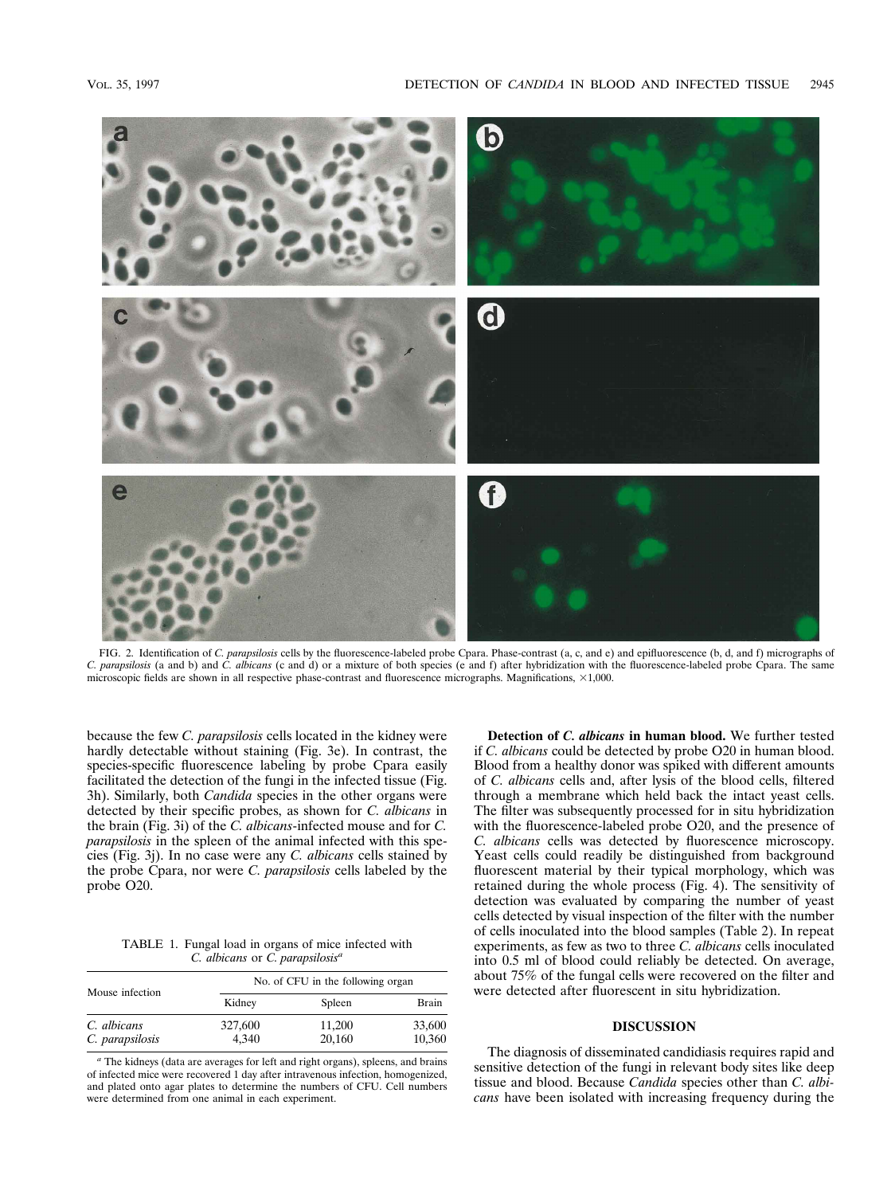FIG. 2. Identification of *C. parapsilosis* cells by the fluorescence-labeled probe Cpara. Phase-contrast (a, c, and e) and epifluorescence (b, d, and f) micrographs of *C. parapsilosis* (a and b) and *C. albicans* (c and d) or a mixture of both species (e and f) after hybridization with the fluorescence-labeled probe Cpara. The same microscopic fields are shown in all respective phase-contrast and fluorescence micrographs. Magnifications, ×1,000.

because the few *C. parapsilosis* cells located in the kidney were hardly detectable without staining (Fig. 3e). In contrast, the species-specific fluorescence labeling by probe Cpara easily facilitated the detection of the fungi in the infected tissue (Fig. 3h). Similarly, both *Candida* species in the other organs were detected by their specific probes, as shown for *C. albicans* in the brain (Fig. 3i) of the *C. albicans*-infected mouse and for *C. parapsilosis* in the spleen of the animal infected with this species (Fig. 3j). In no case were any *C. albicans* cells stained by the probe Cpara, nor were *C. parapsilosis* cells labeled by the probe O20.

TABLE 1. Fungal load in organs of mice infected with *C. albicans* or *C. parapsilosis*[a]

| Mouse infection | No. of CFU in the following organ | | |
|---|---|---|---|
| | Kidney | Spleen | Brain |
| *C. albicans* | 327,600 | 11,200 | 33,600 |
| *C. parapsilosis* | 4,340 | 20,160 | 10,360 |

[a] The kidneys (data are averages for left and right organs), spleens, and brains of infected mice were recovered 1 day after intravenous infection, homogenized, and plated onto agar plates to determine the numbers of CFU. Cell numbers were determined from one animal in each experiment.

**Detection of *C. albicans* in human blood.** We further tested if *C. albicans* could be detected by probe O20 in human blood. Blood from a healthy donor was spiked with different amounts of *C. albicans* cells and, after lysis of the blood cells, filtered through a membrane which held back the intact yeast cells. The filter was subsequently processed for in situ hybridization with the fluorescence-labeled probe O20, and the presence of *C. albicans* cells was detected by fluorescence microscopy. Yeast cells could readily be distinguished from background fluorescent material by their typical morphology, which was retained during the whole process (Fig. 4). The sensitivity of detection was evaluated by comparing the number of yeast cells detected by visual inspection of the filter with the number of cells inoculated into the blood samples (Table 2). In repeat experiments, as few as two to three *C. albicans* cells inoculated into 0.5 ml of blood could reliably be detected. On average, about 75% of the fungal cells were recovered on the filter and were detected after fluorescent in situ hybridization.

## DISCUSSION

The diagnosis of disseminated candidiasis requires rapid and sensitive detection of the fungi in relevant body sites like deep tissue and blood. Because *Candida* species other than *C. albicans* have been isolated with increasing frequency during the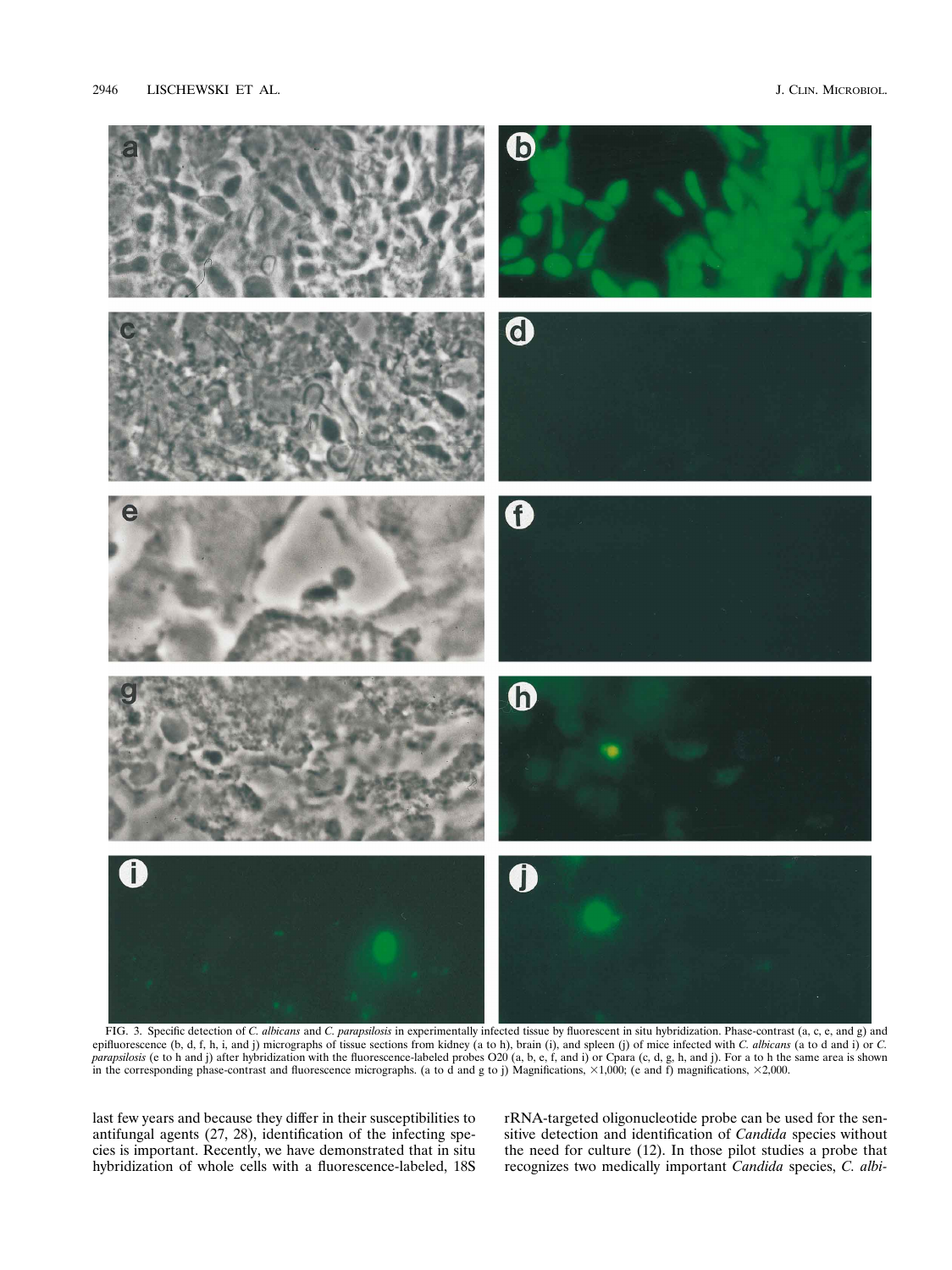FIG. 3. Specific detection of *C. albicans* and *C. parapsilosis* in experimentally infected tissue by fluorescent in situ hybridization. Phase-contrast (a, c, e, and g) and epifluorescence (b, d, f, h, i, and j) micrographs of tissue sections from kidney (a to h), brain (i), and spleen (j) of mice infected with *C. albicans* (a to d and i) or *C. parapsilosis* (e to h and j) after hybridization with the fluorescence-labeled probes O20 (a, b, e, f, and i) or Cpara (c, d, g, h, and j). For a to h the same area is shown in the corresponding phase-contrast and fluorescence micrographs. (a to d and g to j) Magnifications, ×1,000; (e and f) magnifications, ×2,000.

last few years and because they differ in their susceptibilities to antifungal agents (27, 28), identification of the infecting species is important. Recently, we have demonstrated that in situ hybridization of whole cells with a fluorescence-labeled, 18S rRNA-targeted oligonucleotide probe can be used for the sensitive detection and identification of *Candida* species without the need for culture (12). In those pilot studies a probe that recognizes two medically important *Candida* species, *C. albi-*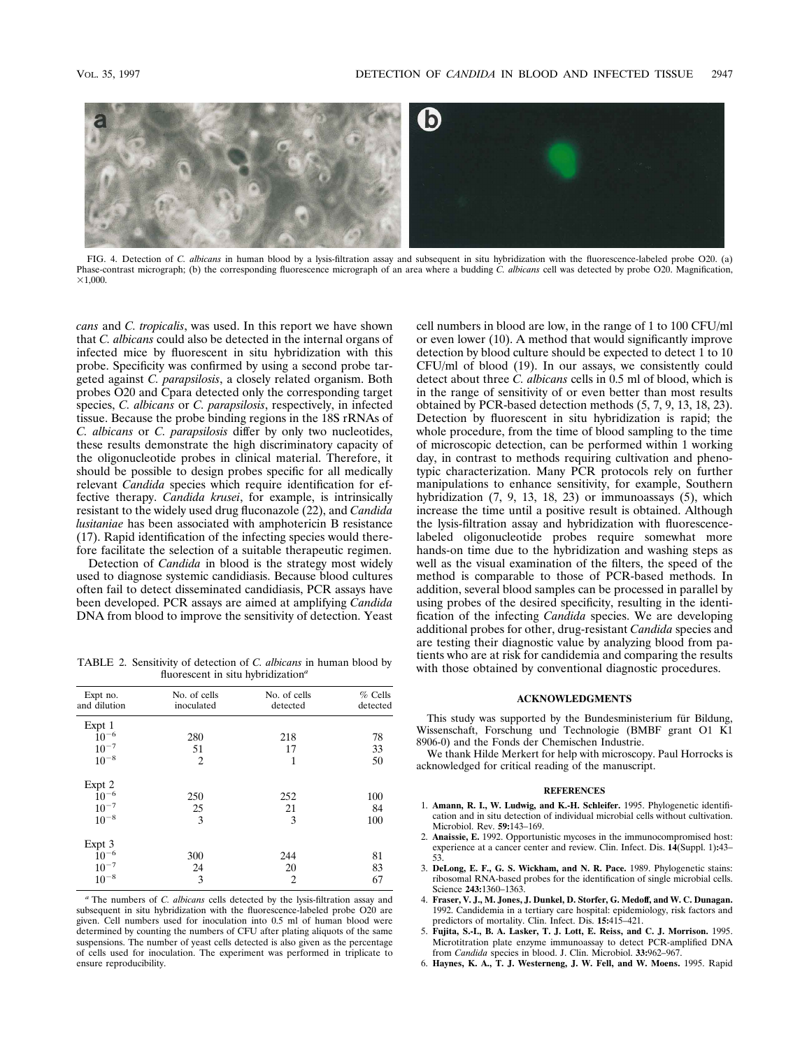FIG. 4. Detection of *C. albicans* in human blood by a lysis-filtration assay and subsequent in situ hybridization with the fluorescence-labeled probe O20. (a) Phase-contrast micrograph; (b) the corresponding fluorescence micrograph of an area where a budding *C. albicans* cell was detected by probe O20. Magnification, ×1,000.

*cans* and *C. tropicalis*, was used. In this report we have shown that *C. albicans* could also be detected in the internal organs of infected mice by fluorescent in situ hybridization with this probe. Specificity was confirmed by using a second probe targeted against *C. parapsilosis*, a closely related organism. Both probes O20 and Cpara detected only the corresponding target species, *C. albicans* or *C. parapsilosis*, respectively, in infected tissue. Because the probe binding regions in the 18S rRNAs of *C. albicans* or *C. parapsilosis* differ by only two nucleotides, these results demonstrate the high discriminatory capacity of the oligonucleotide probes in clinical material. Therefore, it should be possible to design probes specific for all medically relevant *Candida* species which require identification for effective therapy. *Candida krusei*, for example, is intrinsically resistant to the widely used drug fluconazole (22), and *Candida lusitaniae* has been associated with amphotericin B resistance (17). Rapid identification of the infecting species would therefore facilitate the selection of a suitable therapeutic regimen.

Detection of *Candida* in blood is the strategy most widely used to diagnose systemic candidiasis. Because blood cultures often fail to detect disseminated candidiasis, PCR assays have been developed. PCR assays are aimed at amplifying *Candida* DNA from blood to improve the sensitivity of detection. Yeast cell numbers in blood are low, in the range of 1 to 100 CFU/ml or even lower (10). A method that would significantly improve detection by blood culture should be expected to detect 1 to 10 CFU/ml of blood (19). In our assays, we consistently could detect about three *C. albicans* cells in 0.5 ml of blood, which is in the range of sensitivity of or even better than most results obtained by PCR-based detection methods (5, 7, 9, 13, 18, 23). Detection by fluorescent in situ hybridization is rapid; the whole procedure, from the time of blood sampling to the time of microscopic detection, can be performed within 1 working day, in contrast to methods requiring cultivation and phenotypic characterization. Many PCR protocols rely on further manipulations to enhance sensitivity, for example, Southern hybridization (7, 9, 13, 18, 23) or immunoassays (5), which increase the time until a positive result is obtained. Although the lysis-filtration assay and hybridization with fluorescence-labeled oligonucleotide probes require somewhat more hands-on time due to the hybridization and washing steps as well as the visual examination of the filters, the speed of the method is comparable to those of PCR-based methods. In addition, several blood samples can be processed in parallel by using probes of the desired specificity, resulting in the identification of the infecting *Candida* species. We are developing additional probes for other, drug-resistant *Candida* species and are testing their diagnostic value by analyzing blood from patients who are at risk for candidemia and comparing the results with those obtained by conventional diagnostic procedures.

TABLE 2. Sensitivity of detection of *C. albicans* in human blood by fluorescent in situ hybridization[a]

| Expt no. and dilution | No. of cells inoculated | No. of cells detected | % Cells detected |
|---|---|---|---|
| Expt 1 | | | |
| $10^{-6}$ | 280 | 218 | 78 |
| $10^{-7}$ | 51 | 17 | 33 |
| $10^{-8}$ | 2 | 1 | 50 |
| Expt 2 | | | |
| $10^{-6}$ | 250 | 252 | 100 |
| $10^{-7}$ | 25 | 21 | 84 |
| $10^{-8}$ | 3 | 3 | 100 |
| Expt 3 | | | |
| $10^{-6}$ | 300 | 244 | 81 |
| $10^{-7}$ | 24 | 20 | 83 |
| $10^{-8}$ | 3 | 2 | 67 |

[a] The numbers of *C. albicans* cells detected by the lysis-filtration assay and subsequent in situ hybridization with the fluorescence-labeled probe O20 are given. Cell numbers used for inoculation into 0.5 ml of human blood were determined by counting the numbers of CFU after plating aliquots of the same suspensions. The number of yeast cells detected is also given as the percentage of cells used for inoculation. The experiment was performed in triplicate to ensure reproducibility.

## ACKNOWLEDGMENTS

This study was supported by the Bundesministerium für Bildung, Wissenschaft, Forschung und Technologie (BMBF grant O1 K1 8906-0) and the Fonds der Chemischen Industrie.

We thank Hilde Merkert for help with microscopy. Paul Horrocks is acknowledged for critical reading of the manuscript.

## REFERENCES

1. **Amann, R. I., W. Ludwig, and K.-H. Schleifer.** 1995. Phylogenetic identification and in situ detection of individual microbial cells without cultivation. Microbiol. Rev. **59:**143–169.
2. **Anaissie, E.** 1992. Opportunistic mycoses in the immunocompromised host: experience at a cancer center and review. Clin. Infect. Dis. **14**(Suppl. 1)**:**43–53.
3. **DeLong, E. F., G. S. Wickham, and N. R. Pace.** 1989. Phylogenetic stains: ribosomal RNA-based probes for the identification of single microbial cells. Science **243:**1360–1363.
4. **Fraser, V. J., M. Jones, J. Dunkel, D. Storfer, G. Medoff, and W. C. Dunagan.** 1992. Candidemia in a tertiary care hospital: epidemiology, risk factors and predictors of mortality. Clin. Infect. Dis. **15:**415–421.
5. **Fujita, S.-I., B. A. Lasker, T. J. Lott, E. Reiss, and C. J. Morrison.** 1995. Microtitration plate enzyme immunoassay to detect PCR-amplified DNA from *Candida* species in blood. J. Clin. Microbiol. **33:**962–967.
6. **Haynes, K. A., T. J. Westerneng, J. W. Fell, and W. Moens.** 1995. Rapid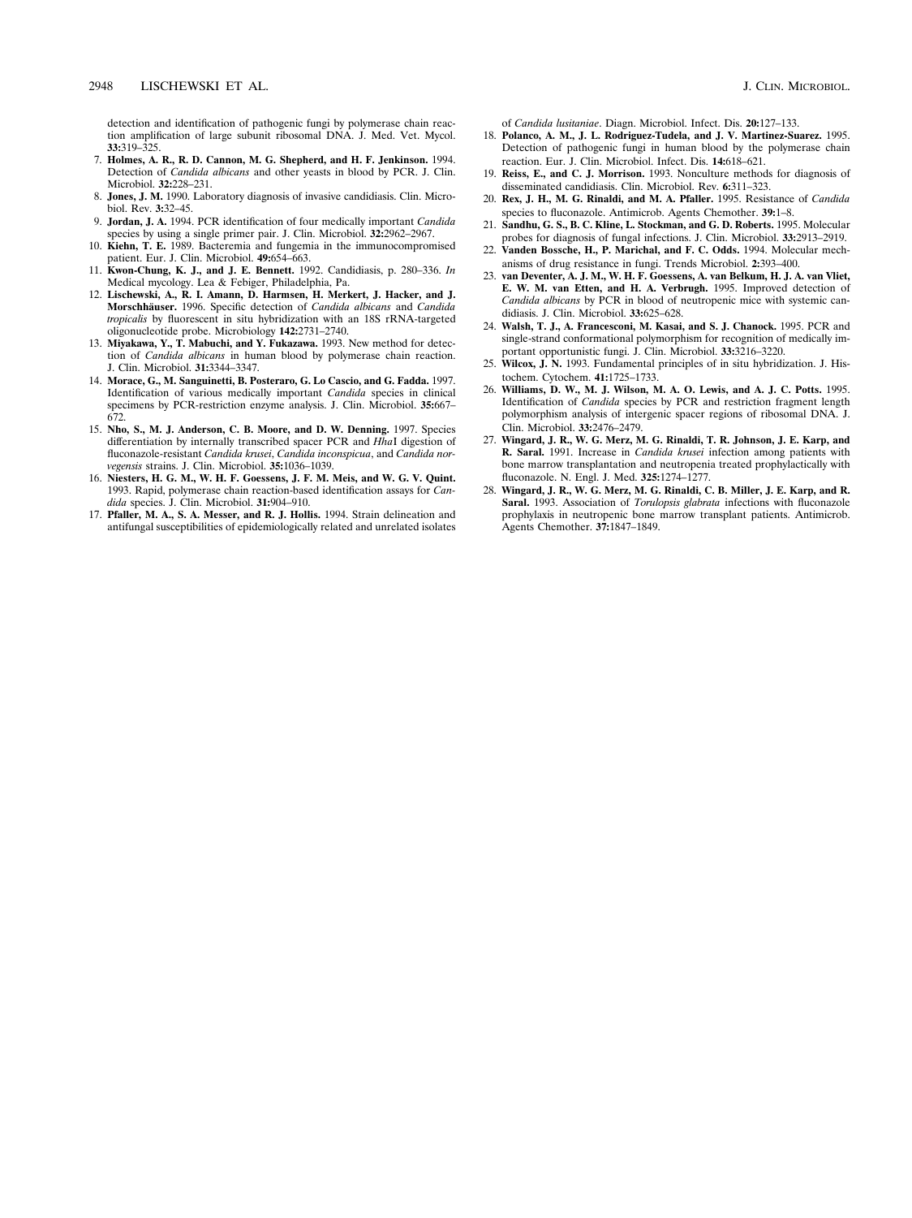detection and identification of pathogenic fungi by polymerase chain reaction amplification of large subunit ribosomal DNA. J. Med. Vet. Mycol. **33:**319–325.

7. **Holmes, A. R., R. D. Cannon, M. G. Shepherd, and H. F. Jenkinson.** 1994. Detection of *Candida albicans* and other yeasts in blood by PCR. J. Clin. Microbiol. **32:**228–231.
8. **Jones, J. M.** 1990. Laboratory diagnosis of invasive candidiasis. Clin. Microbiol. Rev. **3:**32–45.
9. **Jordan, J. A.** 1994. PCR identification of four medically important *Candida* species by using a single primer pair. J. Clin. Microbiol. **32:**2962–2967.
10. **Kiehn, T. E.** 1989. Bacteremia and fungemia in the immunocompromised patient. Eur. J. Clin. Microbiol. **49:**654–663.
11. **Kwon-Chung, K. J., and J. E. Bennett.** 1992. Candidiasis, p. 280–336. *In* Medical mycology. Lea & Febiger, Philadelphia, Pa.
12. **Lischewski, A., R. I. Amann, D. Harmsen, H. Merkert, J. Hacker, and J. Morschhäuser.** 1996. Specific detection of *Candida albicans* and *Candida tropicalis* by fluorescent in situ hybridization with an 18S rRNA-targeted oligonucleotide probe. Microbiology **142:**2731–2740.
13. **Miyakawa, Y., T. Mabuchi, and Y. Fukazawa.** 1993. New method for detection of *Candida albicans* in human blood by polymerase chain reaction. J. Clin. Microbiol. **31:**3344–3347.
14. **Morace, G., M. Sanguinetti, B. Posteraro, G. Lo Cascio, and G. Fadda.** 1997. Identification of various medically important *Candida* species in clinical specimens by PCR-restriction enzyme analysis. J. Clin. Microbiol. **35:**667–672.
15. **Nho, S., M. J. Anderson, C. B. Moore, and D. W. Denning.** 1997. Species differentiation by internally transcribed spacer PCR and *Hha*I digestion of fluconazole-resistant *Candida krusei*, *Candida inconspicua*, and *Candida norvegensis* strains. J. Clin. Microbiol. **35:**1036–1039.
16. **Niesters, H. G. M., W. H. F. Goessens, J. F. M. Meis, and W. G. V. Quint.** 1993. Rapid, polymerase chain reaction-based identification assays for *Candida* species. J. Clin. Microbiol. **31:**904–910.
17. **Pfaller, M. A., S. A. Messer, and R. J. Hollis.** 1994. Strain delineation and antifungal susceptibilities of epidemiologically related and unrelated isolates of *Candida lusitaniae*. Diagn. Microbiol. Infect. Dis. **20:**127–133.
18. **Polanco, A. M., J. L. Rodriguez-Tudela, and J. V. Martinez-Suarez.** 1995. Detection of pathogenic fungi in human blood by the polymerase chain reaction. Eur. J. Clin. Microbiol. Infect. Dis. **14:**618–621.
19. **Reiss, E., and C. J. Morrison.** 1993. Nonculture methods for diagnosis of disseminated candidiasis. Clin. Microbiol. Rev. **6:**311–323.
20. **Rex, J. H., M. G. Rinaldi, and M. A. Pfaller.** 1995. Resistance of *Candida* species to fluconazole. Antimicrob. Agents Chemother. **39:**1–8.
21. **Sandhu, G. S., B. C. Kline, L. Stockman, and G. D. Roberts.** 1995. Molecular probes for diagnosis of fungal infections. J. Clin. Microbiol. **33:**2913–2919.
22. **Vanden Bossche, H., P. Marichal, and F. C. Odds.** 1994. Molecular mechanisms of drug resistance in fungi. Trends Microbiol. **2:**393–400.
23. **van Deventer, A. J. M., W. H. F. Goessens, A. van Belkum, H. J. A. van Vliet, E. W. M. van Etten, and H. A. Verbrugh.** 1995. Improved detection of *Candida albicans* by PCR in blood of neutropenic mice with systemic candidiasis. J. Clin. Microbiol. **33:**625–628.
24. **Walsh, T. J., A. Francesconi, M. Kasai, and S. J. Chanock.** 1995. PCR and single-strand conformational polymorphism for recognition of medically important opportunistic fungi. J. Clin. Microbiol. **33:**3216–3220.
25. **Wilcox, J. N.** 1993. Fundamental principles of in situ hybridization. J. Histochem. Cytochem. **41:**1725–1733.
26. **Williams, D. W., M. J. Wilson, M. A. O. Lewis, and A. J. C. Potts.** 1995. Identification of *Candida* species by PCR and restriction fragment length polymorphism analysis of intergenic spacer regions of ribosomal DNA. J. Clin. Microbiol. **33:**2476–2479.
27. **Wingard, J. R., W. G. Merz, M. G. Rinaldi, T. R. Johnson, J. E. Karp, and R. Saral.** 1991. Increase in *Candida krusei* infection among patients with bone marrow transplantation and neutropenia treated prophylactically with fluconazole. N. Engl. J. Med. **325:**1274–1277.
28. **Wingard, J. R., W. G. Merz, M. G. Rinaldi, C. B. Miller, J. E. Karp, and R. Saral.** 1993. Association of *Torulopsis glabrata* infections with fluconazole prophylaxis in neutropenic bone marrow transplant patients. Antimicrob. Agents Chemother. **37:**1847–1849.